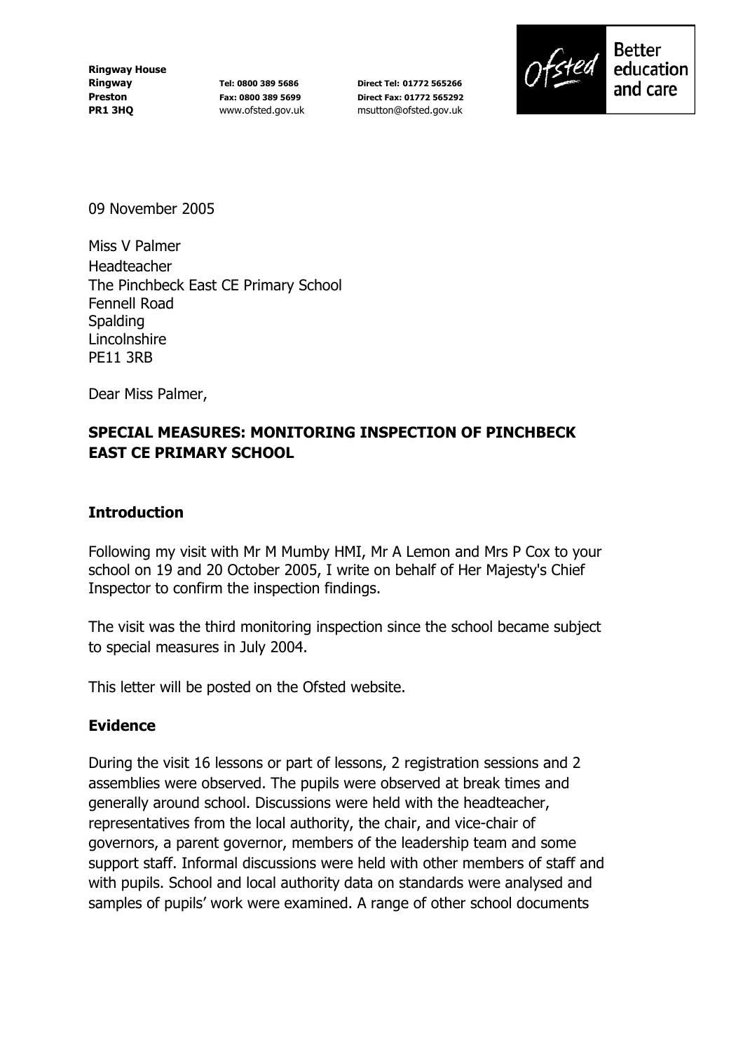**Ringway House**
**Ringway**
**Preston**
**PR1 3HQ**

**Tel: 0800 389 5686**
**Fax: 0800 389 5699**
www.ofsted.gov.uk

**Direct Tel: 01772 565266**
**Direct Fax: 01772 565292**
msutton@ofsted.gov.uk

Ofsted — Better education and care

09 November 2005

Miss V Palmer
Headteacher
The Pinchbeck East CE Primary School
Fennell Road
Spalding
Lincolnshire
PE11 3RB

Dear Miss Palmer,

**SPECIAL MEASURES: MONITORING INSPECTION OF PINCHBECK EAST CE PRIMARY SCHOOL**

## Introduction

Following my visit with Mr M Mumby HMI, Mr A Lemon and Mrs P Cox to your school on 19 and 20 October 2005, I write on behalf of Her Majesty's Chief Inspector to confirm the inspection findings.

The visit was the third monitoring inspection since the school became subject to special measures in July 2004.

This letter will be posted on the Ofsted website.

## Evidence

During the visit 16 lessons or part of lessons, 2 registration sessions and 2 assemblies were observed. The pupils were observed at break times and generally around school. Discussions were held with the headteacher, representatives from the local authority, the chair, and vice-chair of governors, a parent governor, members of the leadership team and some support staff. Informal discussions were held with other members of staff and with pupils. School and local authority data on standards were analysed and samples of pupils' work were examined. A range of other school documents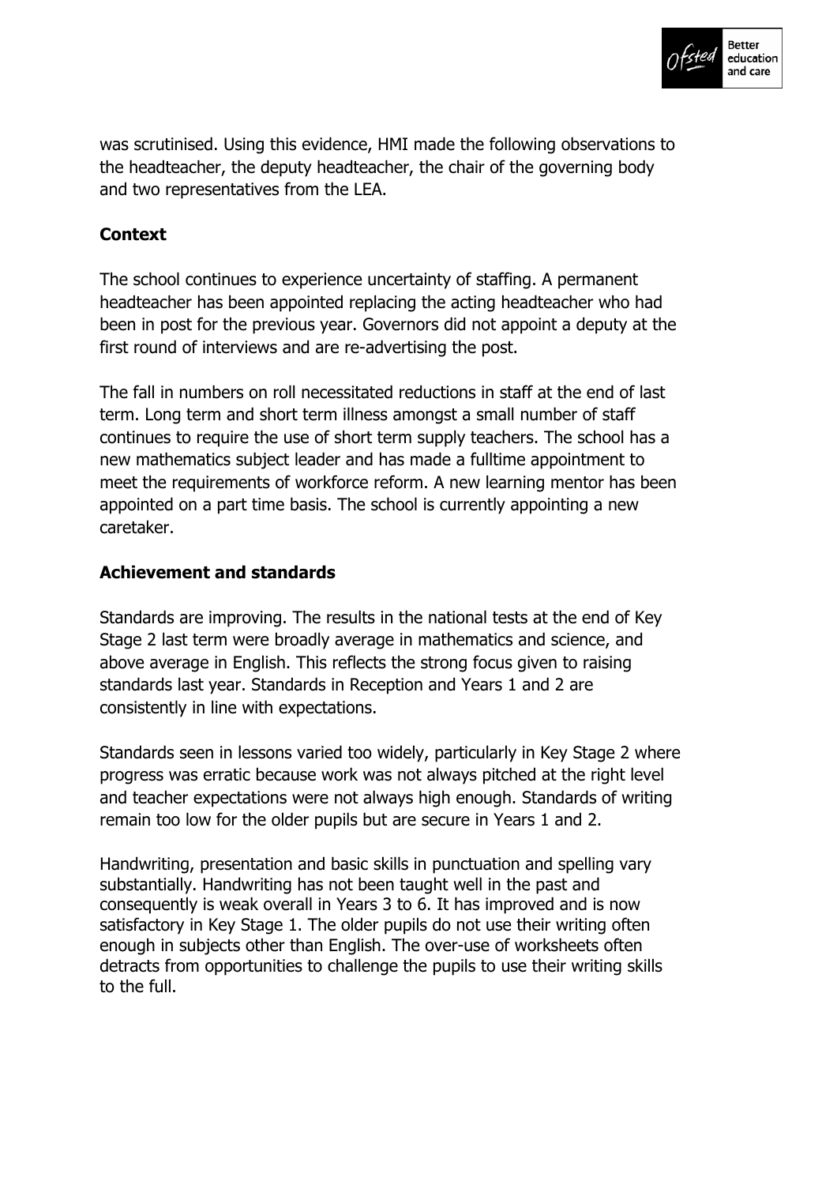was scrutinised. Using this evidence, HMI made the following observations to the headteacher, the deputy headteacher, the chair of the governing body and two representatives from the LEA.

## Context

The school continues to experience uncertainty of staffing. A permanent headteacher has been appointed replacing the acting headteacher who had been in post for the previous year. Governors did not appoint a deputy at the first round of interviews and are re-advertising the post.

The fall in numbers on roll necessitated reductions in staff at the end of last term. Long term and short term illness amongst a small number of staff continues to require the use of short term supply teachers. The school has a new mathematics subject leader and has made a fulltime appointment to meet the requirements of workforce reform. A new learning mentor has been appointed on a part time basis. The school is currently appointing a new caretaker.

## Achievement and standards

Standards are improving. The results in the national tests at the end of Key Stage 2 last term were broadly average in mathematics and science, and above average in English. This reflects the strong focus given to raising standards last year. Standards in Reception and Years 1 and 2 are consistently in line with expectations.

Standards seen in lessons varied too widely, particularly in Key Stage 2 where progress was erratic because work was not always pitched at the right level and teacher expectations were not always high enough. Standards of writing remain too low for the older pupils but are secure in Years 1 and 2.

Handwriting, presentation and basic skills in punctuation and spelling vary substantially. Handwriting has not been taught well in the past and consequently is weak overall in Years 3 to 6. It has improved and is now satisfactory in Key Stage 1. The older pupils do not use their writing often enough in subjects other than English. The over-use of worksheets often detracts from opportunities to challenge the pupils to use their writing skills to the full.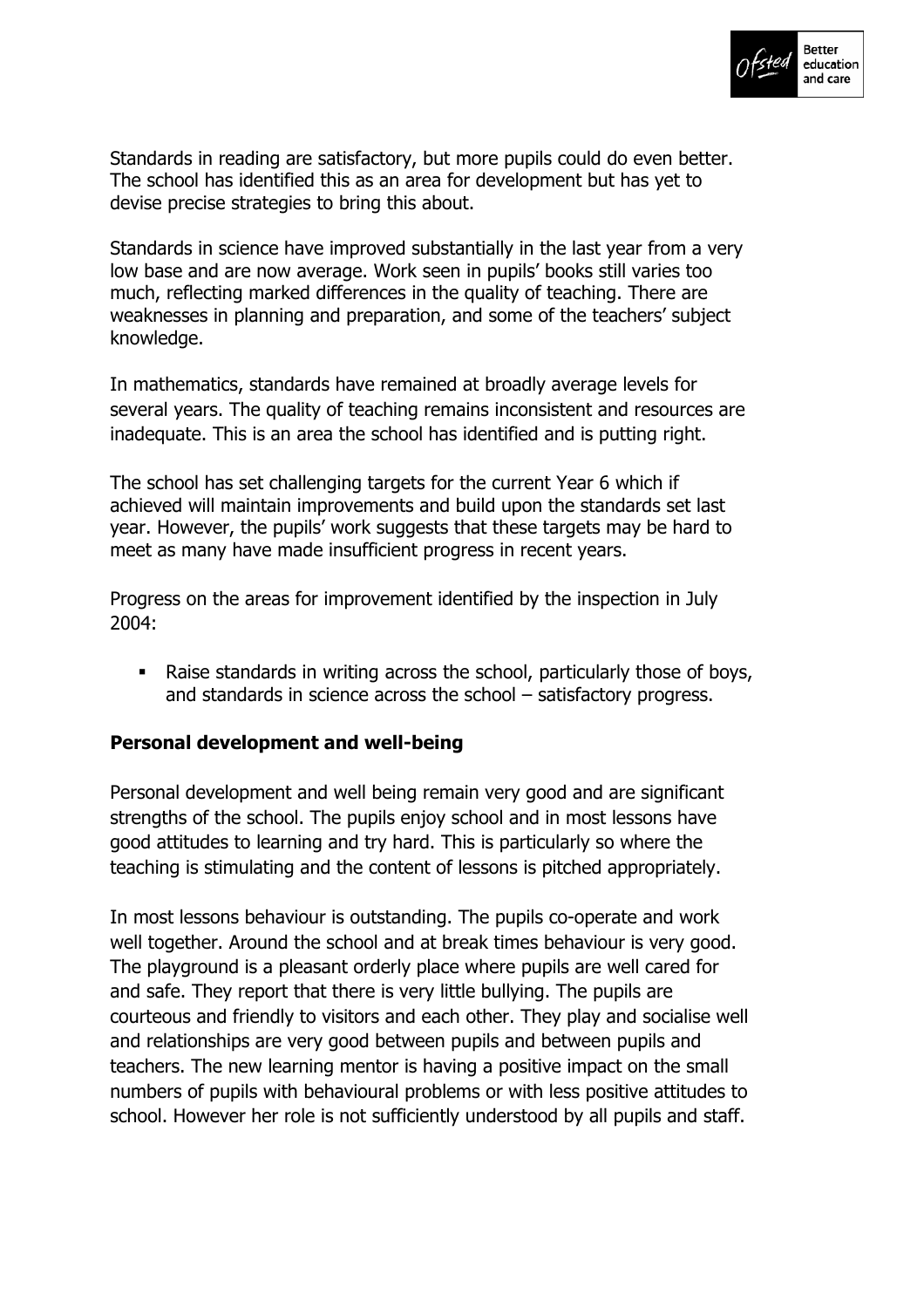Standards in reading are satisfactory, but more pupils could do even better. The school has identified this as an area for development but has yet to devise precise strategies to bring this about.

Standards in science have improved substantially in the last year from a very low base and are now average. Work seen in pupils' books still varies too much, reflecting marked differences in the quality of teaching. There are weaknesses in planning and preparation, and some of the teachers' subject knowledge.

In mathematics, standards have remained at broadly average levels for several years. The quality of teaching remains inconsistent and resources are inadequate. This is an area the school has identified and is putting right.

The school has set challenging targets for the current Year 6 which if achieved will maintain improvements and build upon the standards set last year. However, the pupils' work suggests that these targets may be hard to meet as many have made insufficient progress in recent years.

Progress on the areas for improvement identified by the inspection in July 2004:

- Raise standards in writing across the school, particularly those of boys, and standards in science across the school – satisfactory progress.

### Personal development and well-being

Personal development and well being remain very good and are significant strengths of the school. The pupils enjoy school and in most lessons have good attitudes to learning and try hard. This is particularly so where the teaching is stimulating and the content of lessons is pitched appropriately.

In most lessons behaviour is outstanding. The pupils co-operate and work well together. Around the school and at break times behaviour is very good. The playground is a pleasant orderly place where pupils are well cared for and safe. They report that there is very little bullying. The pupils are courteous and friendly to visitors and each other. They play and socialise well and relationships are very good between pupils and between pupils and teachers. The new learning mentor is having a positive impact on the small numbers of pupils with behavioural problems or with less positive attitudes to school. However her role is not sufficiently understood by all pupils and staff.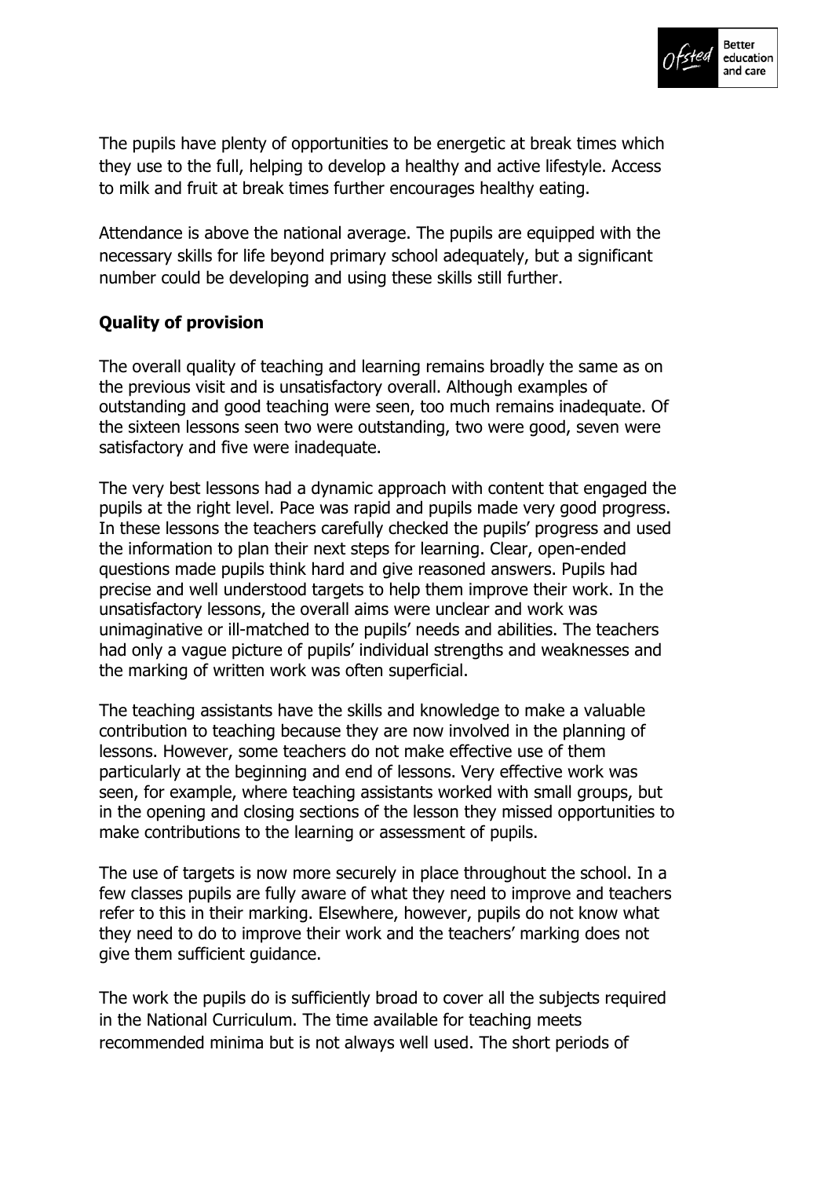The pupils have plenty of opportunities to be energetic at break times which they use to the full, helping to develop a healthy and active lifestyle. Access to milk and fruit at break times further encourages healthy eating.

Attendance is above the national average. The pupils are equipped with the necessary skills for life beyond primary school adequately, but a significant number could be developing and using these skills still further.

**Quality of provision**

The overall quality of teaching and learning remains broadly the same as on the previous visit and is unsatisfactory overall. Although examples of outstanding and good teaching were seen, too much remains inadequate. Of the sixteen lessons seen two were outstanding, two were good, seven were satisfactory and five were inadequate.

The very best lessons had a dynamic approach with content that engaged the pupils at the right level. Pace was rapid and pupils made very good progress. In these lessons the teachers carefully checked the pupils' progress and used the information to plan their next steps for learning. Clear, open-ended questions made pupils think hard and give reasoned answers. Pupils had precise and well understood targets to help them improve their work. In the unsatisfactory lessons, the overall aims were unclear and work was unimaginative or ill-matched to the pupils' needs and abilities. The teachers had only a vague picture of pupils' individual strengths and weaknesses and the marking of written work was often superficial.

The teaching assistants have the skills and knowledge to make a valuable contribution to teaching because they are now involved in the planning of lessons. However, some teachers do not make effective use of them particularly at the beginning and end of lessons. Very effective work was seen, for example, where teaching assistants worked with small groups, but in the opening and closing sections of the lesson they missed opportunities to make contributions to the learning or assessment of pupils.

The use of targets is now more securely in place throughout the school. In a few classes pupils are fully aware of what they need to improve and teachers refer to this in their marking. Elsewhere, however, pupils do not know what they need to do to improve their work and the teachers' marking does not give them sufficient guidance.

The work the pupils do is sufficiently broad to cover all the subjects required in the National Curriculum. The time available for teaching meets recommended minima but is not always well used. The short periods of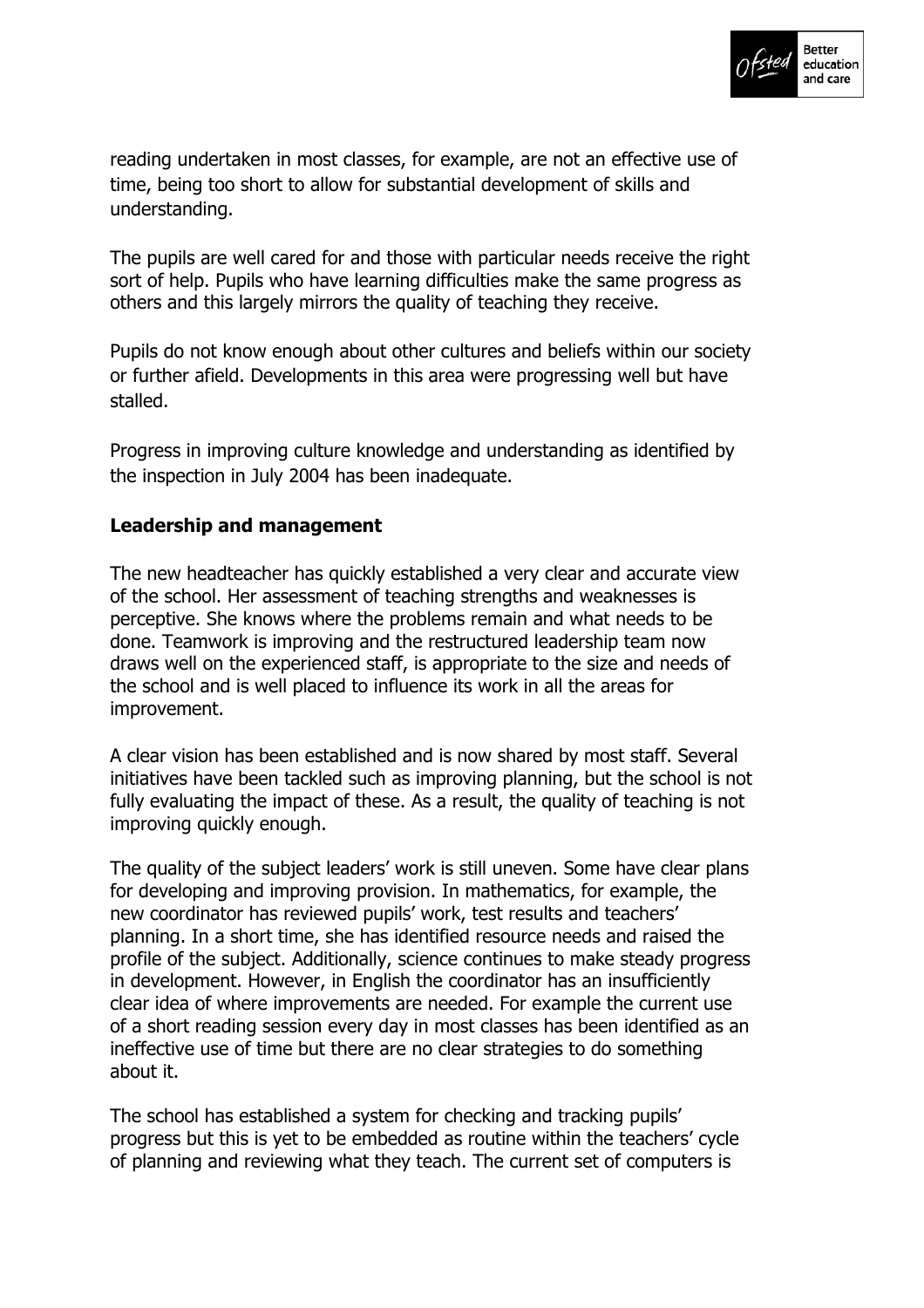reading undertaken in most classes, for example, are not an effective use of time, being too short to allow for substantial development of skills and understanding.

The pupils are well cared for and those with particular needs receive the right sort of help. Pupils who have learning difficulties make the same progress as others and this largely mirrors the quality of teaching they receive.

Pupils do not know enough about other cultures and beliefs within our society or further afield. Developments in this area were progressing well but have stalled.

Progress in improving culture knowledge and understanding as identified by the inspection in July 2004 has been inadequate.

**Leadership and management**

The new headteacher has quickly established a very clear and accurate view of the school. Her assessment of teaching strengths and weaknesses is perceptive. She knows where the problems remain and what needs to be done. Teamwork is improving and the restructured leadership team now draws well on the experienced staff, is appropriate to the size and needs of the school and is well placed to influence its work in all the areas for improvement.

A clear vision has been established and is now shared by most staff. Several initiatives have been tackled such as improving planning, but the school is not fully evaluating the impact of these. As a result, the quality of teaching is not improving quickly enough.

The quality of the subject leaders' work is still uneven. Some have clear plans for developing and improving provision. In mathematics, for example, the new coordinator has reviewed pupils' work, test results and teachers' planning. In a short time, she has identified resource needs and raised the profile of the subject. Additionally, science continues to make steady progress in development. However, in English the coordinator has an insufficiently clear idea of where improvements are needed. For example the current use of a short reading session every day in most classes has been identified as an ineffective use of time but there are no clear strategies to do something about it.

The school has established a system for checking and tracking pupils' progress but this is yet to be embedded as routine within the teachers' cycle of planning and reviewing what they teach. The current set of computers is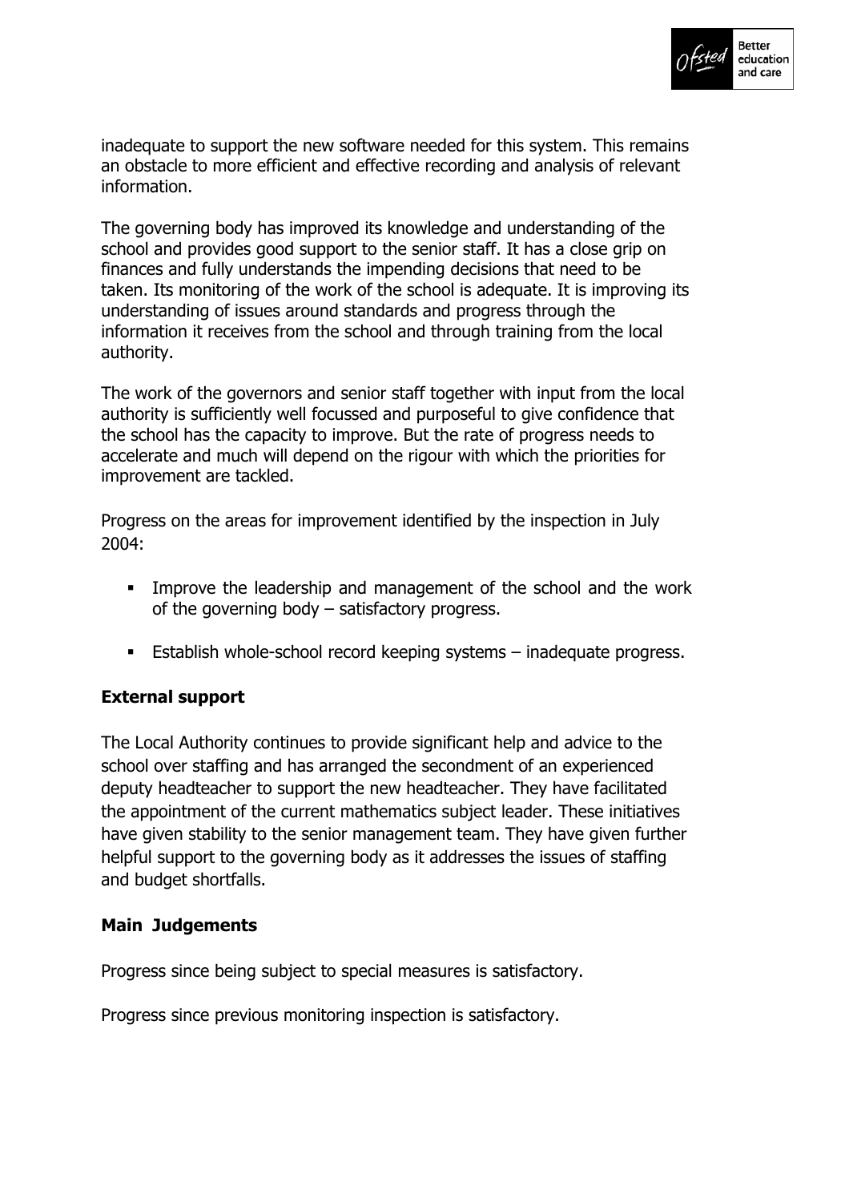inadequate to support the new software needed for this system. This remains an obstacle to more efficient and effective recording and analysis of relevant information.

The governing body has improved its knowledge and understanding of the school and provides good support to the senior staff. It has a close grip on finances and fully understands the impending decisions that need to be taken. Its monitoring of the work of the school is adequate. It is improving its understanding of issues around standards and progress through the information it receives from the school and through training from the local authority.

The work of the governors and senior staff together with input from the local authority is sufficiently well focussed and purposeful to give confidence that the school has the capacity to improve. But the rate of progress needs to accelerate and much will depend on the rigour with which the priorities for improvement are tackled.

Progress on the areas for improvement identified by the inspection in July 2004:

- Improve the leadership and management of the school and the work of the governing body – satisfactory progress.
- Establish whole-school record keeping systems – inadequate progress.

**External support**

The Local Authority continues to provide significant help and advice to the school over staffing and has arranged the secondment of an experienced deputy headteacher to support the new headteacher. They have facilitated the appointment of the current mathematics subject leader. These initiatives have given stability to the senior management team. They have given further helpful support to the governing body as it addresses the issues of staffing and budget shortfalls.

**Main Judgements**

Progress since being subject to special measures is satisfactory.

Progress since previous monitoring inspection is satisfactory.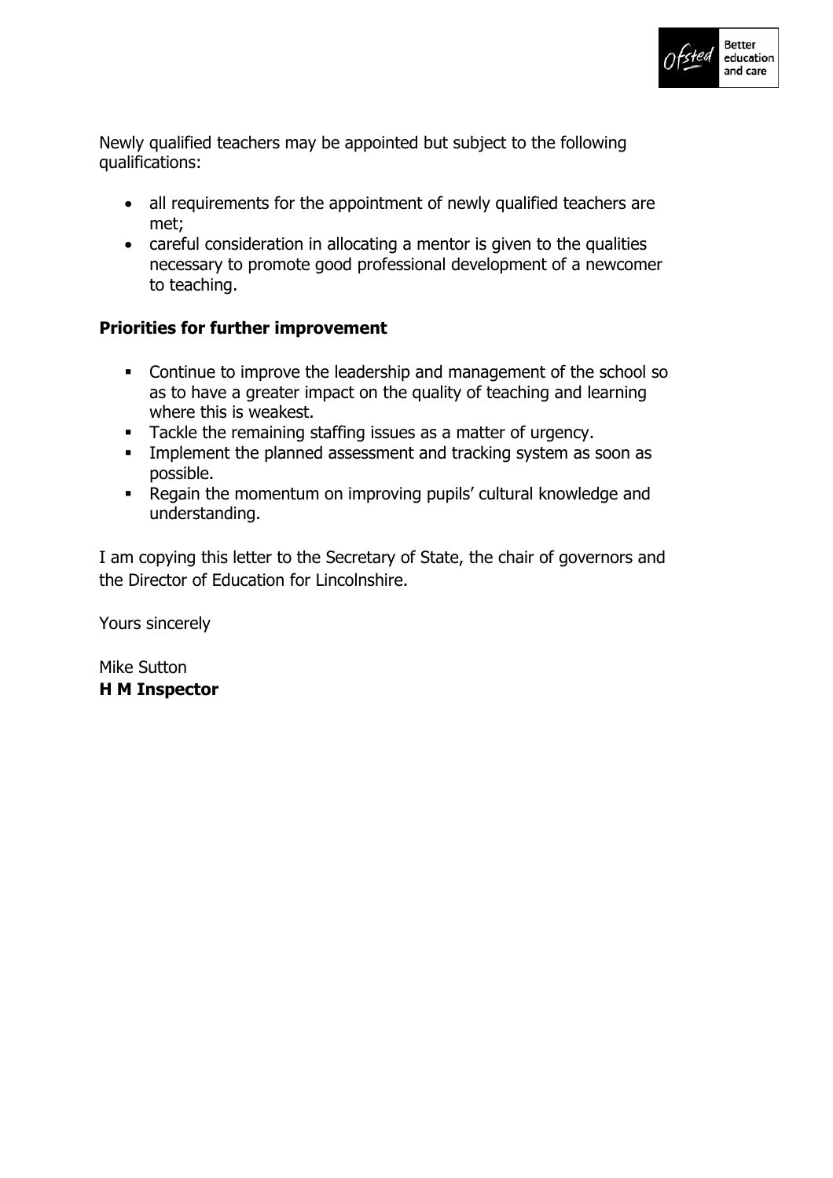Newly qualified teachers may be appointed but subject to the following qualifications:

- all requirements for the appointment of newly qualified teachers are met;
- careful consideration in allocating a mentor is given to the qualities necessary to promote good professional development of a newcomer to teaching.

**Priorities for further improvement**

- Continue to improve the leadership and management of the school so as to have a greater impact on the quality of teaching and learning where this is weakest.
- Tackle the remaining staffing issues as a matter of urgency.
- Implement the planned assessment and tracking system as soon as possible.
- Regain the momentum on improving pupils' cultural knowledge and understanding.

I am copying this letter to the Secretary of State, the chair of governors and the Director of Education for Lincolnshire.

Yours sincerely

Mike Sutton
**H M Inspector**